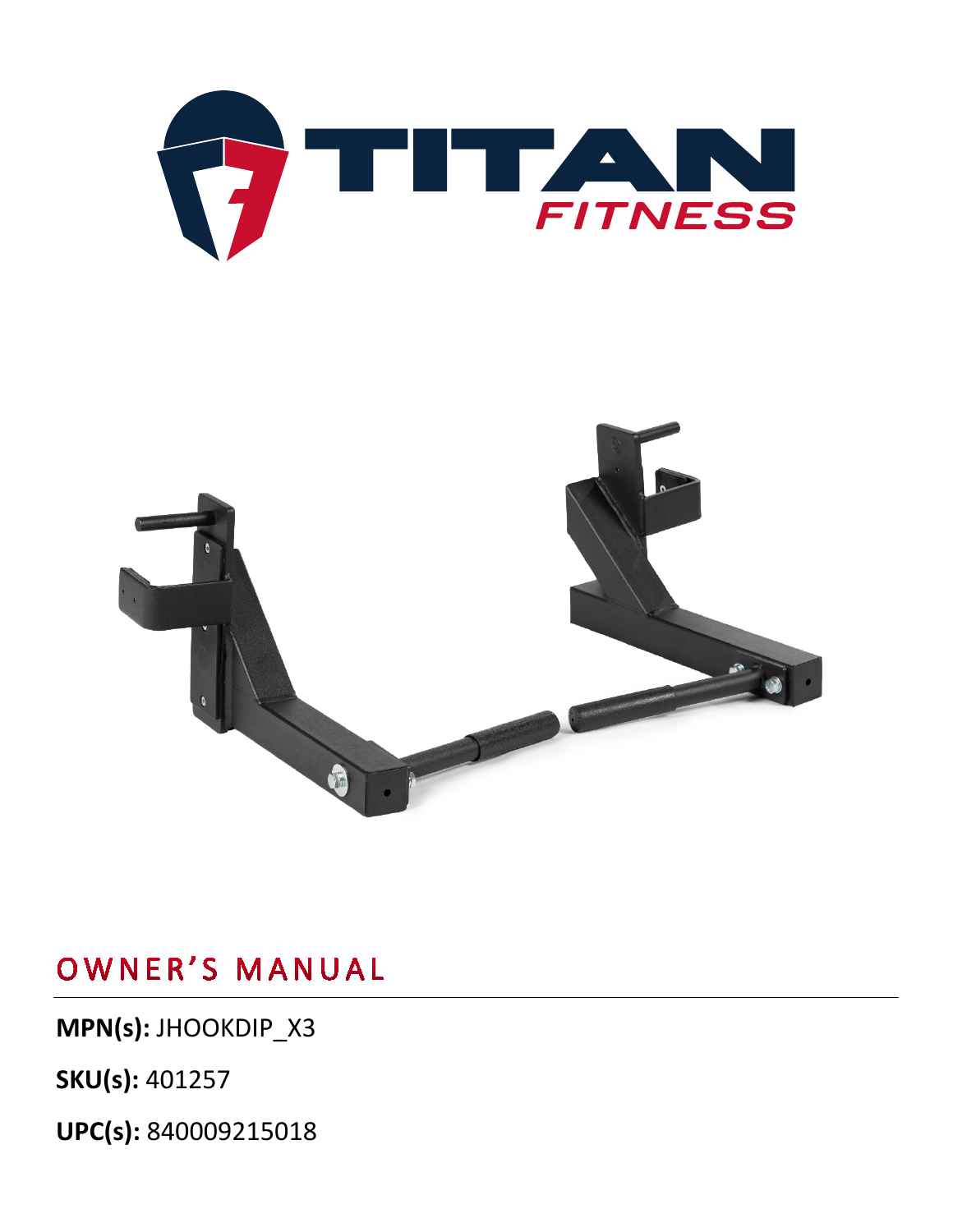# OWNER'S MANUAL

**MPN(s):** JHOOKDIP_X3

**SKU(s):** 401257

**UPC(s):** 840009215018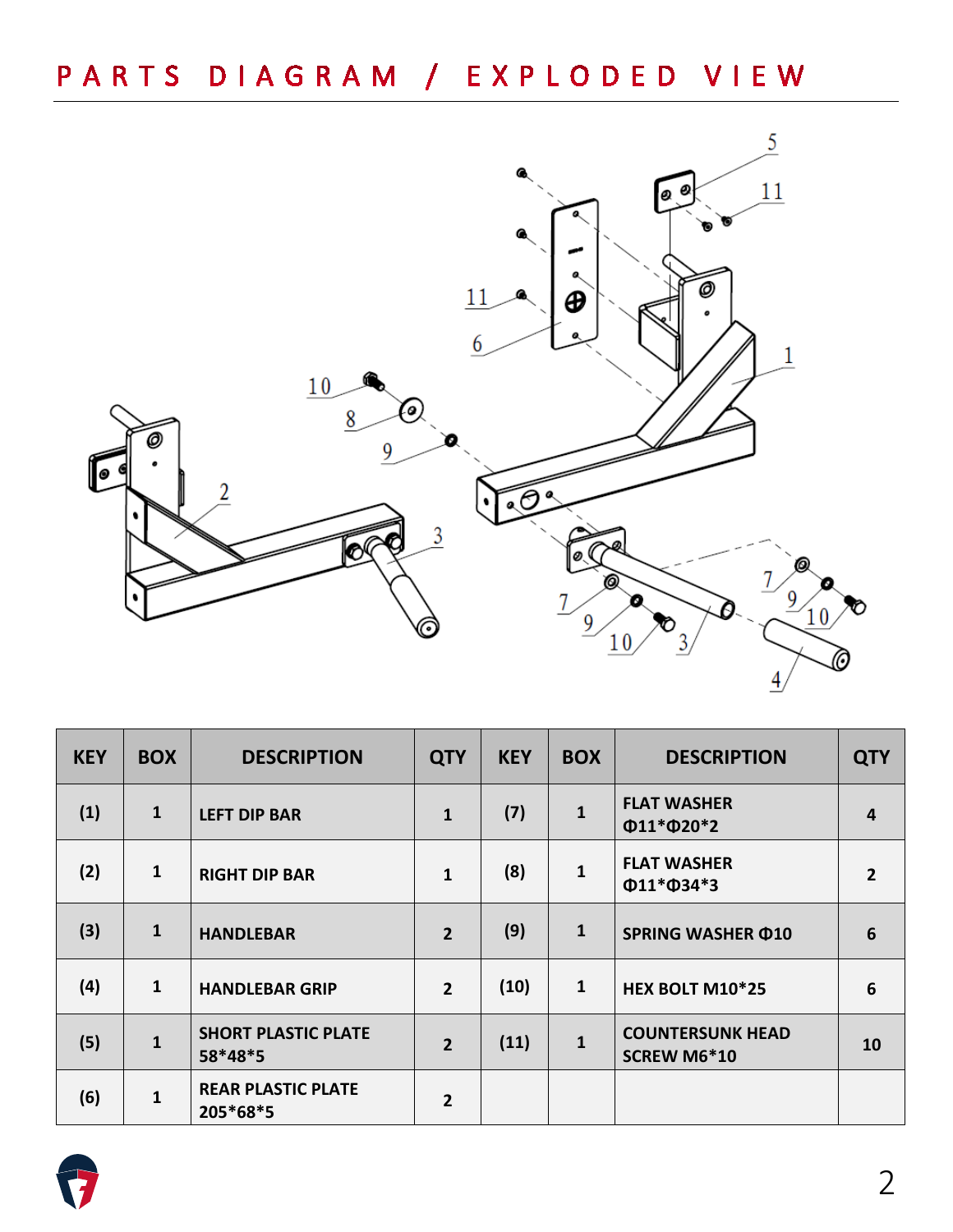# PARTS DIAGRAM / EXPLODED VIEW

| KEY | BOX | DESCRIPTION | QTY | KEY | BOX | DESCRIPTION | QTY |
|---|---|---|---|---|---|---|---|
| (1) | 1 | LEFT DIP BAR | 1 | (7) | 1 | FLAT WASHER Φ11*Φ20*2 | 4 |
| (2) | 1 | RIGHT DIP BAR | 1 | (8) | 1 | FLAT WASHER Φ11*Φ34*3 | 2 |
| (3) | 1 | HANDLEBAR | 2 | (9) | 1 | SPRING WASHER Φ10 | 6 |
| (4) | 1 | HANDLEBAR GRIP | 2 | (10) | 1 | HEX BOLT M10*25 | 6 |
| (5) | 1 | SHORT PLASTIC PLATE 58*48*5 | 2 | (11) | 1 | COUNTERSUNK HEAD SCREW M6*10 | 10 |
| (6) | 1 | REAR PLASTIC PLATE 205*68*5 | 2 | | | | |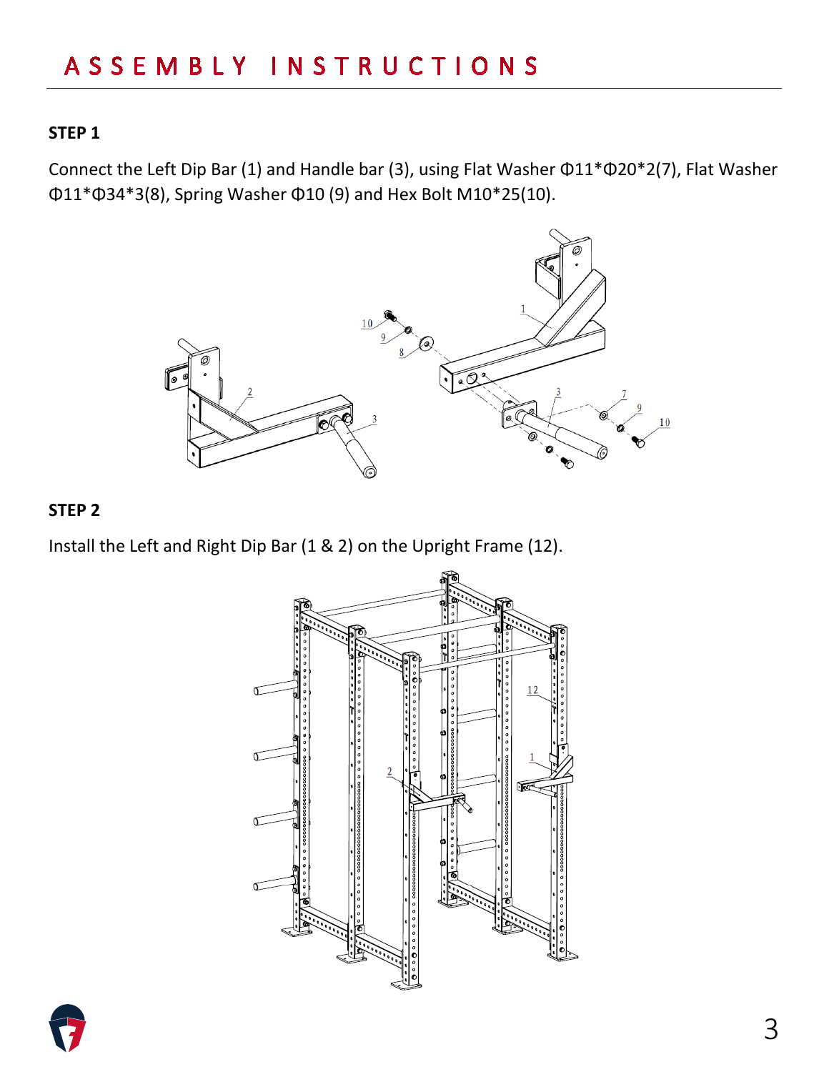# ASSEMBLY INSTRUCTIONS

### STEP 1

Connect the Left Dip Bar (1) and Handle bar (3), using Flat Washer Φ11*Φ20*2(7), Flat Washer Φ11*Φ34*3(8), Spring Washer Φ10 (9) and Hex Bolt M10*25(10).

### STEP 2

Install the Left and Right Dip Bar (1 & 2) on the Upright Frame (12).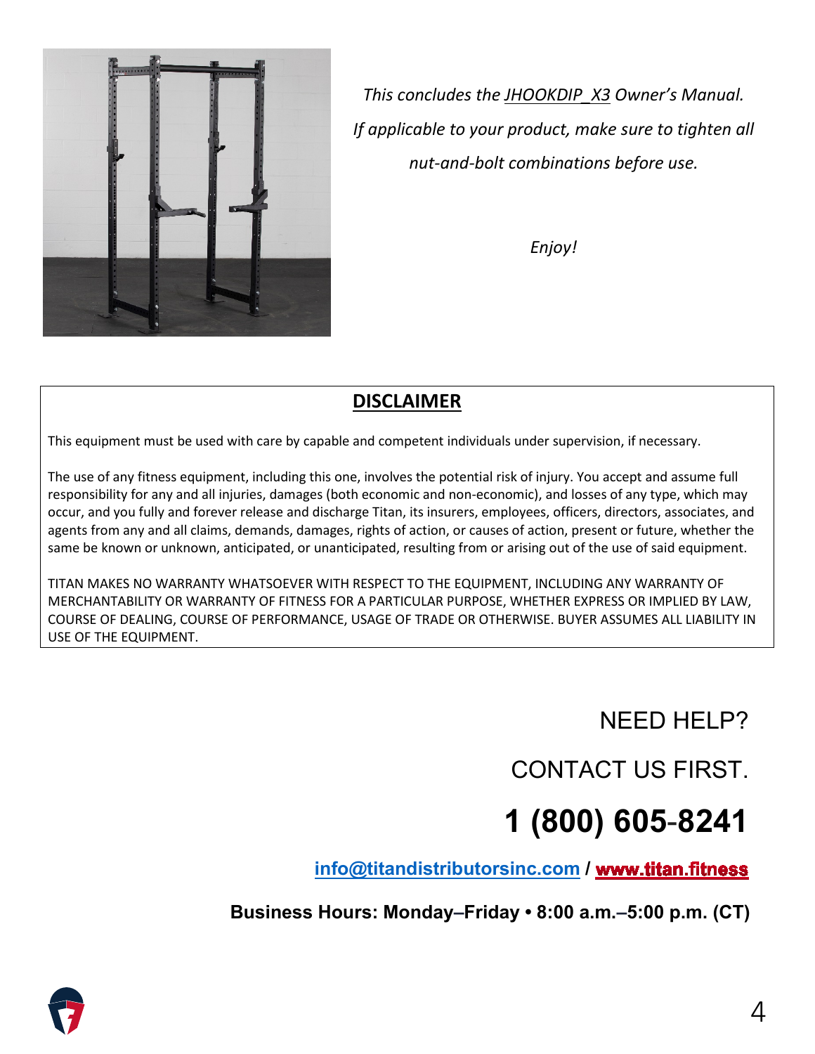*This concludes the JHOOKDIP_X3 Owner's Manual. If applicable to your product, make sure to tighten all nut-and-bolt combinations before use.*

*Enjoy!*

## DISCLAIMER

This equipment must be used with care by capable and competent individuals under supervision, if necessary.

The use of any fitness equipment, including this one, involves the potential risk of injury. You accept and assume full responsibility for any and all injuries, damages (both economic and non-economic), and losses of any type, which may occur, and you fully and forever release and discharge Titan, its insurers, employees, officers, directors, associates, and agents from any and all claims, demands, damages, rights of action, or causes of action, present or future, whether the same be known or unknown, anticipated, or unanticipated, resulting from or arising out of the use of said equipment.

TITAN MAKES NO WARRANTY WHATSOEVER WITH RESPECT TO THE EQUIPMENT, INCLUDING ANY WARRANTY OF MERCHANTABILITY OR WARRANTY OF FITNESS FOR A PARTICULAR PURPOSE, WHETHER EXPRESS OR IMPLIED BY LAW, COURSE OF DEALING, COURSE OF PERFORMANCE, USAGE OF TRADE OR OTHERWISE. BUYER ASSUMES ALL LIABILITY IN USE OF THE EQUIPMENT.

NEED HELP?

CONTACT US FIRST.

**1 (800) 605-8241**

**info@titandistributorsinc.com / www.titan.fitness**

**Business Hours: Monday–Friday • 8:00 a.m.–5:00 p.m. (CT)**